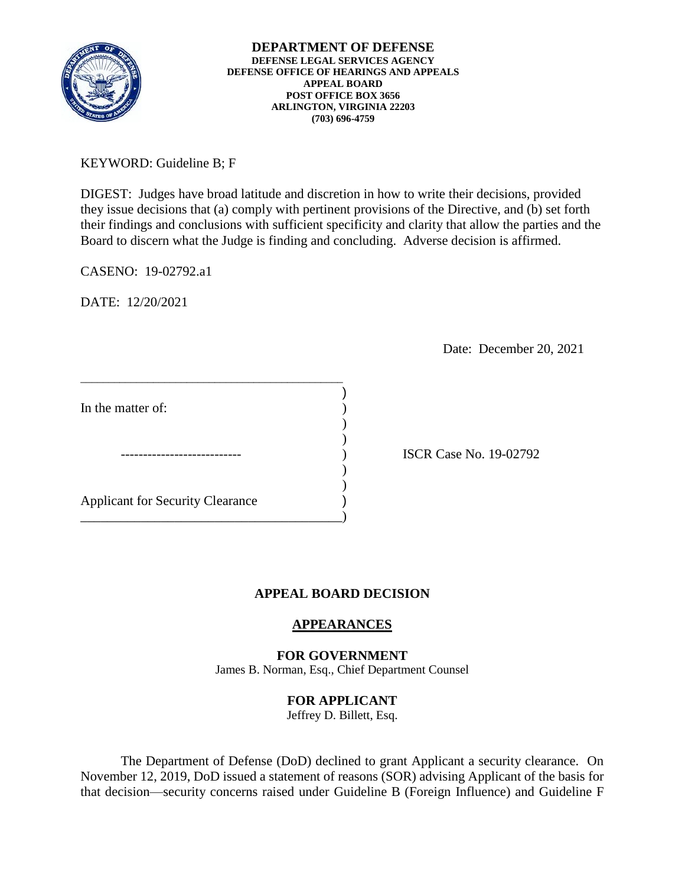**DEPARTMENT OF DEFENSE**
**DEFENSE LEGAL SERVICES AGENCY**
**DEFENSE OFFICE OF HEARINGS AND APPEALS**
**APPEAL BOARD**
**POST OFFICE BOX 3656**
**ARLINGTON, VIRGINIA 22203**
**(703) 696-4759**

KEYWORD: Guideline B; F

DIGEST: Judges have broad latitude and discretion in how to write their decisions, provided they issue decisions that (a) comply with pertinent provisions of the Directive, and (b) set forth their findings and conclusions with sufficient specificity and clarity that allow the parties and the Board to discern what the Judge is finding and concluding. Adverse decision is affirmed.

CASENO: 19-02792.a1

DATE: 12/20/2021

Date: December 20, 2021

| | | |
|---|---|---|
| In the matter of: | ) | |
| --------------------------- | ) | ISCR Case No. 19-02792 |
| Applicant for Security Clearance | ) | |

## APPEAL BOARD DECISION

### APPEARANCES

**FOR GOVERNMENT**
James B. Norman, Esq., Chief Department Counsel

**FOR APPLICANT**
Jeffrey D. Billett, Esq.

The Department of Defense (DoD) declined to grant Applicant a security clearance. On November 12, 2019, DoD issued a statement of reasons (SOR) advising Applicant of the basis for that decision—security concerns raised under Guideline B (Foreign Influence) and Guideline F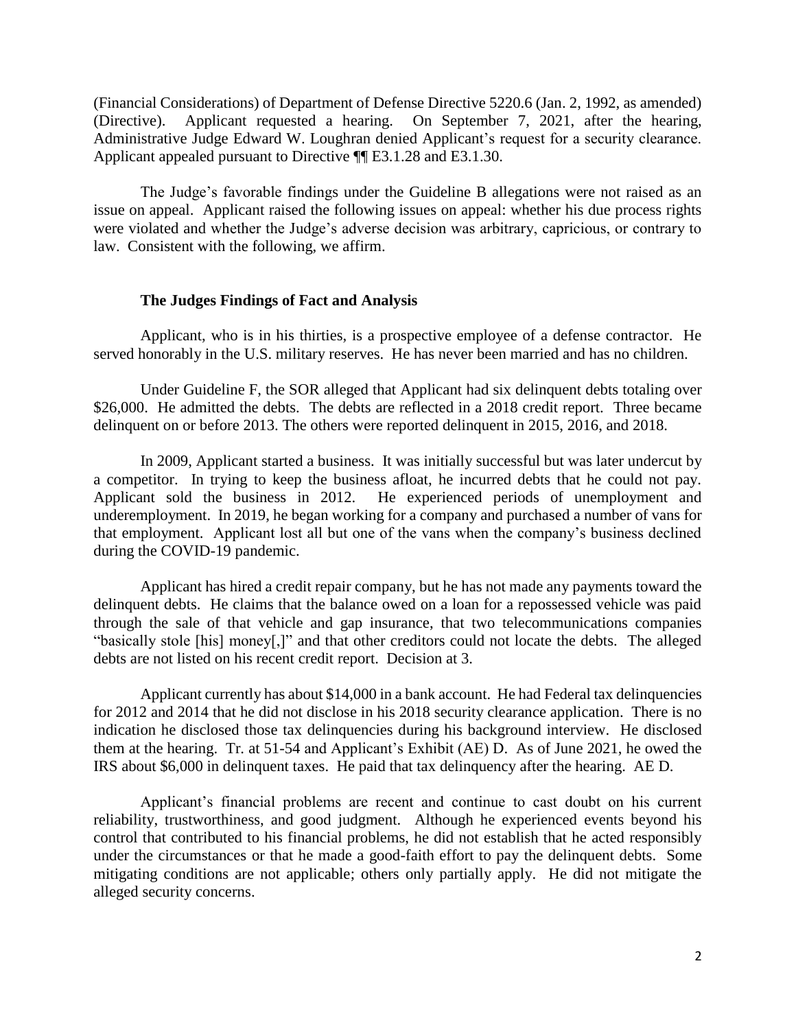(Financial Considerations) of Department of Defense Directive 5220.6 (Jan. 2, 1992, as amended) (Directive). Applicant requested a hearing. On September 7, 2021, after the hearing, Administrative Judge Edward W. Loughran denied Applicant's request for a security clearance. Applicant appealed pursuant to Directive ¶¶ E3.1.28 and E3.1.30.

The Judge's favorable findings under the Guideline B allegations were not raised as an issue on appeal. Applicant raised the following issues on appeal: whether his due process rights were violated and whether the Judge's adverse decision was arbitrary, capricious, or contrary to law. Consistent with the following, we affirm.

### The Judges Findings of Fact and Analysis

Applicant, who is in his thirties, is a prospective employee of a defense contractor. He served honorably in the U.S. military reserves. He has never been married and has no children.

Under Guideline F, the SOR alleged that Applicant had six delinquent debts totaling over $26,000. He admitted the debts. The debts are reflected in a 2018 credit report. Three became delinquent on or before 2013. The others were reported delinquent in 2015, 2016, and 2018.

In 2009, Applicant started a business. It was initially successful but was later undercut by a competitor. In trying to keep the business afloat, he incurred debts that he could not pay. Applicant sold the business in 2012. He experienced periods of unemployment and underemployment. In 2019, he began working for a company and purchased a number of vans for that employment. Applicant lost all but one of the vans when the company's business declined during the COVID-19 pandemic.

Applicant has hired a credit repair company, but he has not made any payments toward the delinquent debts. He claims that the balance owed on a loan for a repossessed vehicle was paid through the sale of that vehicle and gap insurance, that two telecommunications companies "basically stole [his] money[,]" and that other creditors could not locate the debts. The alleged debts are not listed on his recent credit report. Decision at 3.

Applicant currently has about $14,000 in a bank account. He had Federal tax delinquencies for 2012 and 2014 that he did not disclose in his 2018 security clearance application. There is no indication he disclosed those tax delinquencies during his background interview. He disclosed them at the hearing. Tr. at 51-54 and Applicant's Exhibit (AE) D. As of June 2021, he owed the IRS about $6,000 in delinquent taxes. He paid that tax delinquency after the hearing. AE D.

Applicant's financial problems are recent and continue to cast doubt on his current reliability, trustworthiness, and good judgment. Although he experienced events beyond his control that contributed to his financial problems, he did not establish that he acted responsibly under the circumstances or that he made a good-faith effort to pay the delinquent debts. Some mitigating conditions are not applicable; others only partially apply. He did not mitigate the alleged security concerns.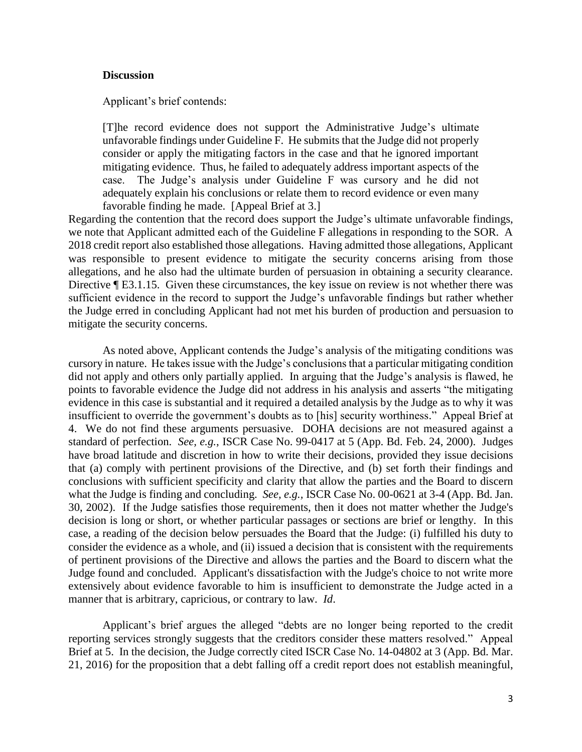**Discussion**

Applicant's brief contends:

> [T]he record evidence does not support the Administrative Judge's ultimate unfavorable findings under Guideline F. He submits that the Judge did not properly consider or apply the mitigating factors in the case and that he ignored important mitigating evidence. Thus, he failed to adequately address important aspects of the case. The Judge's analysis under Guideline F was cursory and he did not adequately explain his conclusions or relate them to record evidence or even many favorable finding he made. [Appeal Brief at 3.]

Regarding the contention that the record does support the Judge's ultimate unfavorable findings, we note that Applicant admitted each of the Guideline F allegations in responding to the SOR. A 2018 credit report also established those allegations. Having admitted those allegations, Applicant was responsible to present evidence to mitigate the security concerns arising from those allegations, and he also had the ultimate burden of persuasion in obtaining a security clearance. Directive ¶ E3.1.15. Given these circumstances, the key issue on review is not whether there was sufficient evidence in the record to support the Judge's unfavorable findings but rather whether the Judge erred in concluding Applicant had not met his burden of production and persuasion to mitigate the security concerns.

As noted above, Applicant contends the Judge's analysis of the mitigating conditions was cursory in nature. He takes issue with the Judge's conclusions that a particular mitigating condition did not apply and others only partially applied. In arguing that the Judge's analysis is flawed, he points to favorable evidence the Judge did not address in his analysis and asserts "the mitigating evidence in this case is substantial and it required a detailed analysis by the Judge as to why it was insufficient to override the government's doubts as to [his] security worthiness." Appeal Brief at 4. We do not find these arguments persuasive. DOHA decisions are not measured against a standard of perfection. *See, e.g.,* ISCR Case No. 99-0417 at 5 (App. Bd. Feb. 24, 2000). Judges have broad latitude and discretion in how to write their decisions, provided they issue decisions that (a) comply with pertinent provisions of the Directive, and (b) set forth their findings and conclusions with sufficient specificity and clarity that allow the parties and the Board to discern what the Judge is finding and concluding. *See, e.g.,* ISCR Case No. 00-0621 at 3-4 (App. Bd. Jan. 30, 2002). If the Judge satisfies those requirements, then it does not matter whether the Judge's decision is long or short, or whether particular passages or sections are brief or lengthy. In this case, a reading of the decision below persuades the Board that the Judge: (i) fulfilled his duty to consider the evidence as a whole, and (ii) issued a decision that is consistent with the requirements of pertinent provisions of the Directive and allows the parties and the Board to discern what the Judge found and concluded. Applicant's dissatisfaction with the Judge's choice to not write more extensively about evidence favorable to him is insufficient to demonstrate the Judge acted in a manner that is arbitrary, capricious, or contrary to law. *Id*.

Applicant's brief argues the alleged "debts are no longer being reported to the credit reporting services strongly suggests that the creditors consider these matters resolved." Appeal Brief at 5. In the decision, the Judge correctly cited ISCR Case No. 14-04802 at 3 (App. Bd. Mar. 21, 2016) for the proposition that a debt falling off a credit report does not establish meaningful,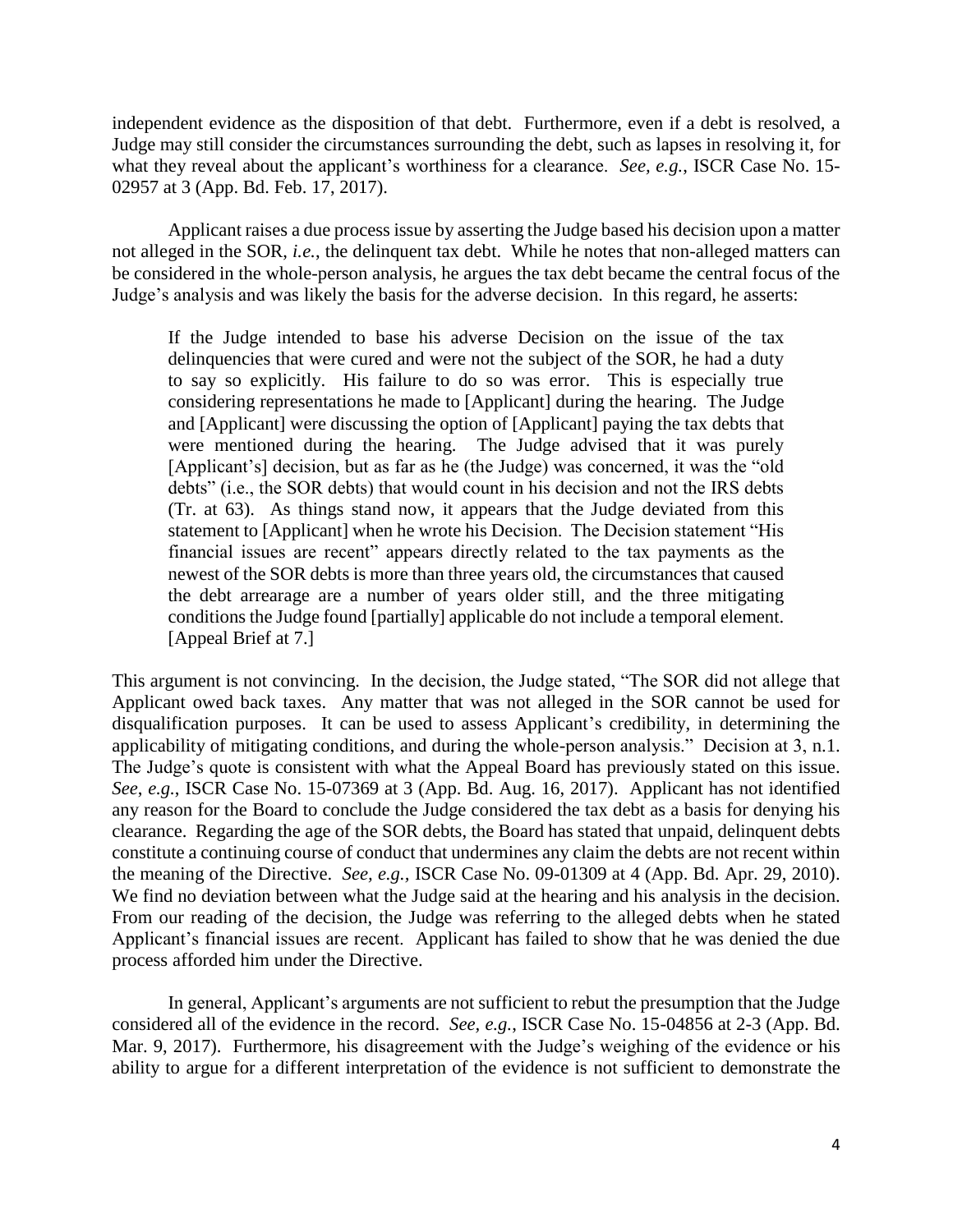independent evidence as the disposition of that debt. Furthermore, even if a debt is resolved, a Judge may still consider the circumstances surrounding the debt, such as lapses in resolving it, for what they reveal about the applicant's worthiness for a clearance. *See, e.g.*, ISCR Case No. 15-02957 at 3 (App. Bd. Feb. 17, 2017).

Applicant raises a due process issue by asserting the Judge based his decision upon a matter not alleged in the SOR, *i.e.*, the delinquent tax debt. While he notes that non-alleged matters can be considered in the whole-person analysis, he argues the tax debt became the central focus of the Judge's analysis and was likely the basis for the adverse decision. In this regard, he asserts:

> If the Judge intended to base his adverse Decision on the issue of the tax delinquencies that were cured and were not the subject of the SOR, he had a duty to say so explicitly. His failure to do so was error. This is especially true considering representations he made to [Applicant] during the hearing. The Judge and [Applicant] were discussing the option of [Applicant] paying the tax debts that were mentioned during the hearing. The Judge advised that it was purely [Applicant's] decision, but as far as he (the Judge) was concerned, it was the "old debts" (i.e., the SOR debts) that would count in his decision and not the IRS debts (Tr. at 63). As things stand now, it appears that the Judge deviated from this statement to [Applicant] when he wrote his Decision. The Decision statement "His financial issues are recent" appears directly related to the tax payments as the newest of the SOR debts is more than three years old, the circumstances that caused the debt arrearage are a number of years older still, and the three mitigating conditions the Judge found [partially] applicable do not include a temporal element. [Appeal Brief at 7.]

This argument is not convincing. In the decision, the Judge stated, "The SOR did not allege that Applicant owed back taxes. Any matter that was not alleged in the SOR cannot be used for disqualification purposes. It can be used to assess Applicant's credibility, in determining the applicability of mitigating conditions, and during the whole-person analysis." Decision at 3, n.1. The Judge's quote is consistent with what the Appeal Board has previously stated on this issue. *See, e.g.*, ISCR Case No. 15-07369 at 3 (App. Bd. Aug. 16, 2017). Applicant has not identified any reason for the Board to conclude the Judge considered the tax debt as a basis for denying his clearance. Regarding the age of the SOR debts, the Board has stated that unpaid, delinquent debts constitute a continuing course of conduct that undermines any claim the debts are not recent within the meaning of the Directive. *See, e.g.,* ISCR Case No. 09-01309 at 4 (App. Bd. Apr. 29, 2010). We find no deviation between what the Judge said at the hearing and his analysis in the decision. From our reading of the decision, the Judge was referring to the alleged debts when he stated Applicant's financial issues are recent. Applicant has failed to show that he was denied the due process afforded him under the Directive.

In general, Applicant's arguments are not sufficient to rebut the presumption that the Judge considered all of the evidence in the record. *See, e.g.*, ISCR Case No. 15-04856 at 2-3 (App. Bd. Mar. 9, 2017). Furthermore, his disagreement with the Judge's weighing of the evidence or his ability to argue for a different interpretation of the evidence is not sufficient to demonstrate the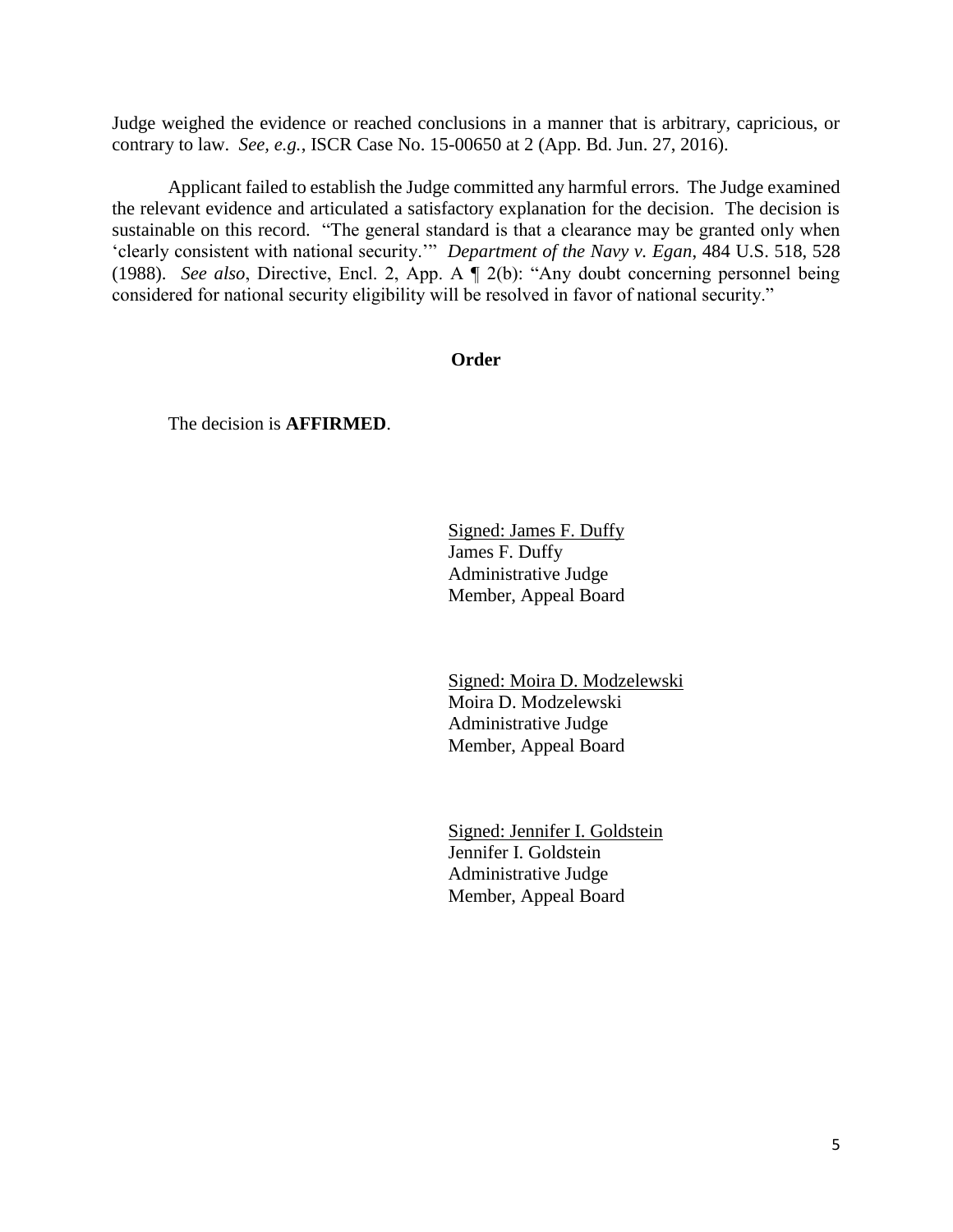Judge weighed the evidence or reached conclusions in a manner that is arbitrary, capricious, or contrary to law. *See, e.g.*, ISCR Case No. 15-00650 at 2 (App. Bd. Jun. 27, 2016).

Applicant failed to establish the Judge committed any harmful errors. The Judge examined the relevant evidence and articulated a satisfactory explanation for the decision. The decision is sustainable on this record. "The general standard is that a clearance may be granted only when 'clearly consistent with national security.'" *Department of the Navy v. Egan*, 484 U.S. 518, 528 (1988). *See also*, Directive, Encl. 2, App. A ¶ 2(b): "Any doubt concerning personnel being considered for national security eligibility will be resolved in favor of national security."

## Order

The decision is **AFFIRMED**.

Signed: James F. Duffy
James F. Duffy
Administrative Judge
Member, Appeal Board

Signed: Moira D. Modzelewski
Moira D. Modzelewski
Administrative Judge
Member, Appeal Board

Signed: Jennifer I. Goldstein
Jennifer I. Goldstein
Administrative Judge
Member, Appeal Board